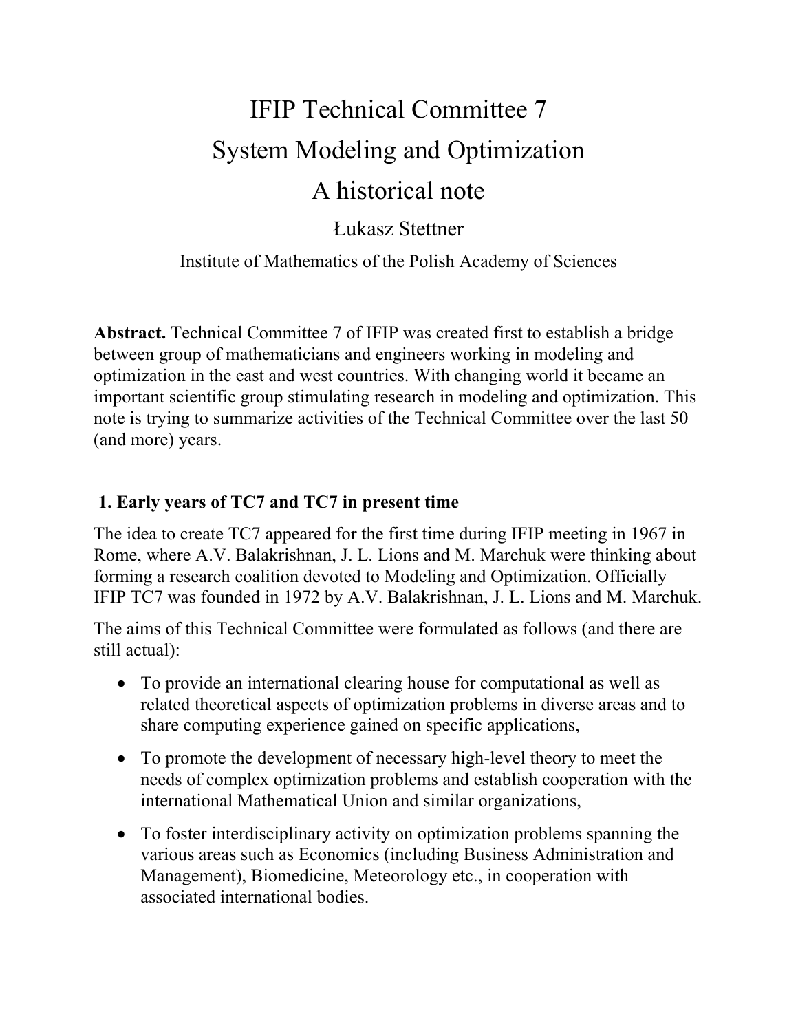# IFIP Technical Committee 7
# System Modeling and Optimization
# A historical note

Łukasz Stettner

Institute of Mathematics of the Polish Academy of Sciences

**Abstract.** Technical Committee 7 of IFIP was created first to establish a bridge between group of mathematicians and engineers working in modeling and optimization in the east and west countries. With changing world it became an important scientific group stimulating research in modeling and optimization. This note is trying to summarize activities of the Technical Committee over the last 50 (and more) years.

## 1. Early years of TC7 and TC7 in present time

The idea to create TC7 appeared for the first time during IFIP meeting in 1967 in Rome, where A.V. Balakrishnan, J. L. Lions and M. Marchuk were thinking about forming a research coalition devoted to Modeling and Optimization. Officially IFIP TC7 was founded in 1972 by A.V. Balakrishnan, J. L. Lions and M. Marchuk.

The aims of this Technical Committee were formulated as follows (and there are still actual):

- To provide an international clearing house for computational as well as related theoretical aspects of optimization problems in diverse areas and to share computing experience gained on specific applications,
- To promote the development of necessary high-level theory to meet the needs of complex optimization problems and establish cooperation with the international Mathematical Union and similar organizations,
- To foster interdisciplinary activity on optimization problems spanning the various areas such as Economics (including Business Administration and Management), Biomedicine, Meteorology etc., in cooperation with associated international bodies.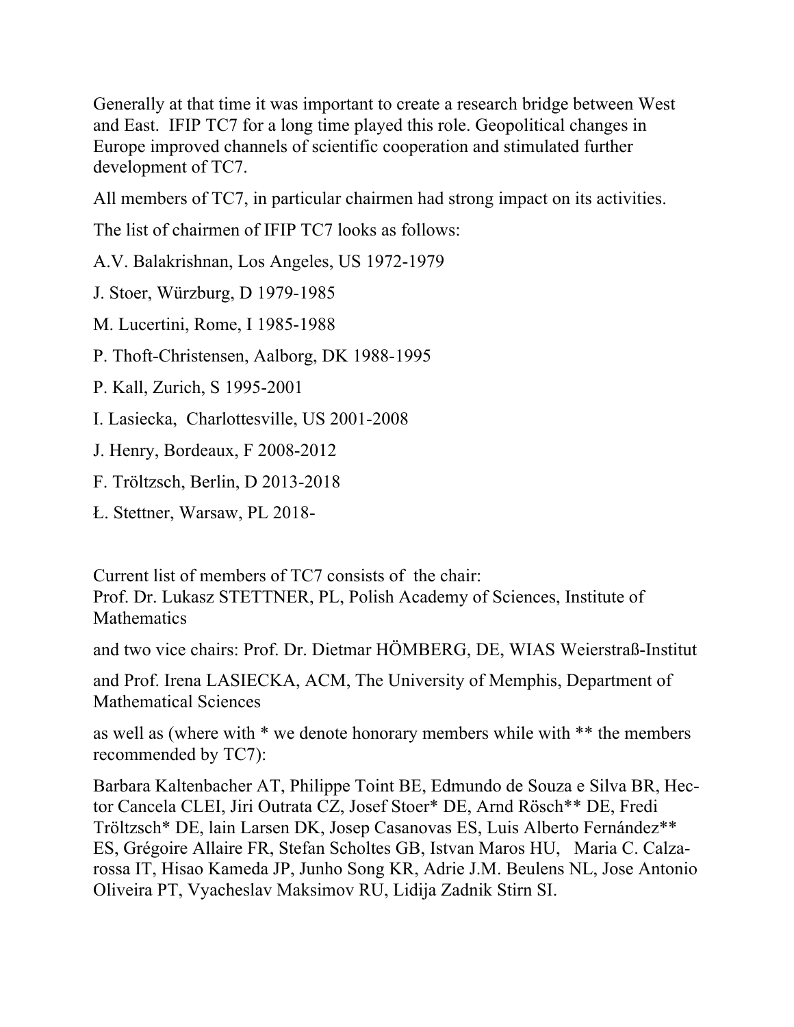Generally at that time it was important to create a research bridge between West and East. IFIP TC7 for a long time played this role. Geopolitical changes in Europe improved channels of scientific cooperation and stimulated further development of TC7.

All members of TC7, in particular chairmen had strong impact on its activities.

The list of chairmen of IFIP TC7 looks as follows:

A.V. Balakrishnan, Los Angeles, US 1972-1979

J. Stoer, Würzburg, D 1979-1985

M. Lucertini, Rome, I 1985-1988

P. Thoft-Christensen, Aalborg, DK 1988-1995

P. Kall, Zurich, S 1995-2001

I. Lasiecka, Charlottesville, US 2001-2008

J. Henry, Bordeaux, F 2008-2012

F. Tröltzsch, Berlin, D 2013-2018

Ł. Stettner, Warsaw, PL 2018-

Current list of members of TC7 consists of the chair:
Prof. Dr. Lukasz STETTNER, PL, Polish Academy of Sciences, Institute of Mathematics

and two vice chairs: Prof. Dr. Dietmar HÖMBERG, DE, WIAS Weierstraß-Institut

and Prof. Irena LASIECKA, ACM, The University of Memphis, Department of Mathematical Sciences

as well as (where with * we denote honorary members while with ** the members recommended by TC7):

Barbara Kaltenbacher AT, Philippe Toint BE, Edmundo de Souza e Silva BR, Hector Cancela CLEI, Jiri Outrata CZ, Josef Stoer* DE, Arnd Rösch** DE, Fredi Tröltzsch* DE, lain Larsen DK, Josep Casanovas ES, Luis Alberto Fernández** ES, Grégoire Allaire FR, Stefan Scholtes GB, Istvan Maros HU, Maria C. Calzarossa IT, Hisao Kameda JP, Junho Song KR, Adrie J.M. Beulens NL, Jose Antonio Oliveira PT, Vyacheslav Maksimov RU, Lidija Zadnik Stirn SI.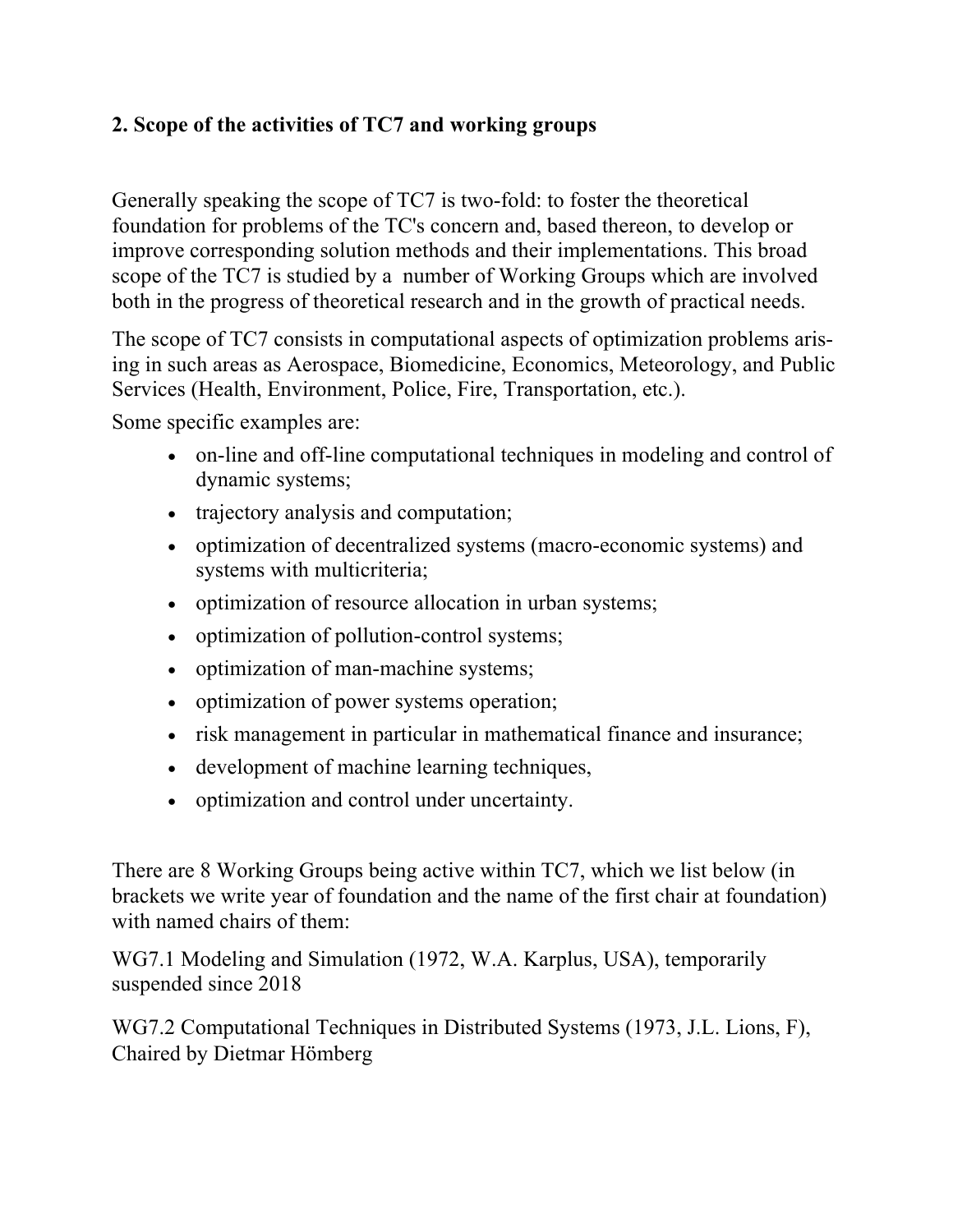## 2. Scope of the activities of TC7 and working groups

Generally speaking the scope of TC7 is two-fold: to foster the theoretical foundation for problems of the TC's concern and, based thereon, to develop or improve corresponding solution methods and their implementations. This broad scope of the TC7 is studied by a number of Working Groups which are involved both in the progress of theoretical research and in the growth of practical needs.

The scope of TC7 consists in computational aspects of optimization problems arising in such areas as Aerospace, Biomedicine, Economics, Meteorology, and Public Services (Health, Environment, Police, Fire, Transportation, etc.).

Some specific examples are:

- on-line and off-line computational techniques in modeling and control of dynamic systems;
- trajectory analysis and computation;
- optimization of decentralized systems (macro-economic systems) and systems with multicriteria;
- optimization of resource allocation in urban systems;
- optimization of pollution-control systems;
- optimization of man-machine systems;
- optimization of power systems operation;
- risk management in particular in mathematical finance and insurance;
- development of machine learning techniques,
- optimization and control under uncertainty.

There are 8 Working Groups being active within TC7, which we list below (in brackets we write year of foundation and the name of the first chair at foundation) with named chairs of them:

WG7.1 Modeling and Simulation (1972, W.A. Karplus, USA), temporarily suspended since 2018

WG7.2 Computational Techniques in Distributed Systems (1973, J.L. Lions, F), Chaired by Dietmar Hömberg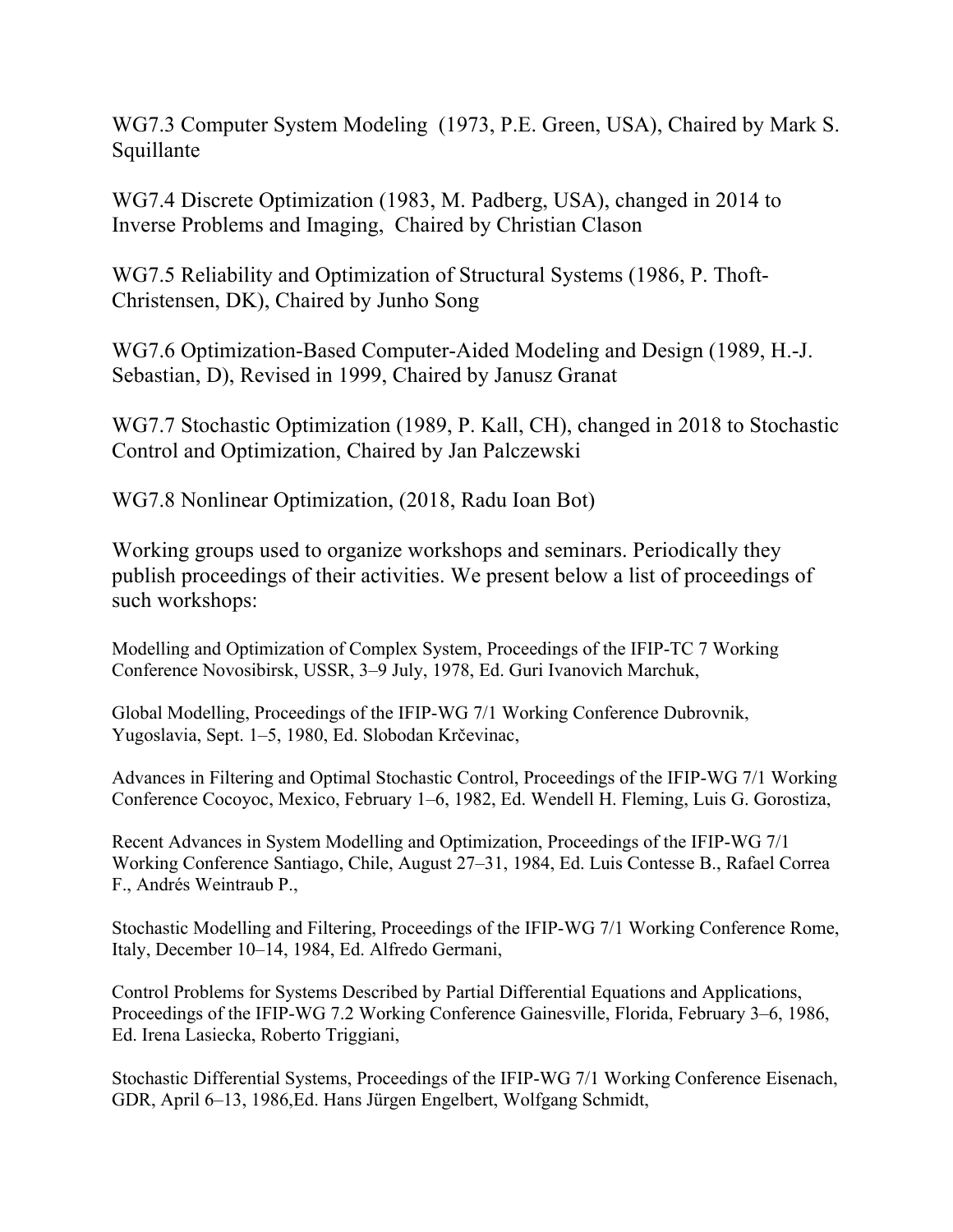WG7.3 Computer System Modeling (1973, P.E. Green, USA), Chaired by Mark S. Squillante

WG7.4 Discrete Optimization (1983, M. Padberg, USA), changed in 2014 to Inverse Problems and Imaging, Chaired by Christian Clason

WG7.5 Reliability and Optimization of Structural Systems (1986, P. Thoft-Christensen, DK), Chaired by Junho Song

WG7.6 Optimization-Based Computer-Aided Modeling and Design (1989, H.-J. Sebastian, D), Revised in 1999, Chaired by Janusz Granat

WG7.7 Stochastic Optimization (1989, P. Kall, CH), changed in 2018 to Stochastic Control and Optimization, Chaired by Jan Palczewski

WG7.8 Nonlinear Optimization, (2018, Radu Ioan Bot)

Working groups used to organize workshops and seminars. Periodically they publish proceedings of their activities. We present below a list of proceedings of such workshops:

Modelling and Optimization of Complex System, Proceedings of the IFIP-TC 7 Working Conference Novosibirsk, USSR, 3–9 July, 1978, Ed. Guri Ivanovich Marchuk,

Global Modelling, Proceedings of the IFIP-WG 7/1 Working Conference Dubrovnik, Yugoslavia, Sept. 1–5, 1980, Ed. Slobodan Krčevinac,

Advances in Filtering and Optimal Stochastic Control, Proceedings of the IFIP-WG 7/1 Working Conference Cocoyoc, Mexico, February 1–6, 1982, Ed. Wendell H. Fleming, Luis G. Gorostiza,

Recent Advances in System Modelling and Optimization, Proceedings of the IFIP-WG 7/1 Working Conference Santiago, Chile, August 27–31, 1984, Ed. Luis Contesse B., Rafael Correa F., Andrés Weintraub P.,

Stochastic Modelling and Filtering, Proceedings of the IFIP-WG 7/1 Working Conference Rome, Italy, December 10–14, 1984, Ed. Alfredo Germani,

Control Problems for Systems Described by Partial Differential Equations and Applications, Proceedings of the IFIP-WG 7.2 Working Conference Gainesville, Florida, February 3–6, 1986, Ed. Irena Lasiecka, Roberto Triggiani,

Stochastic Differential Systems, Proceedings of the IFIP-WG 7/1 Working Conference Eisenach, GDR, April 6–13, 1986,Ed. Hans Jürgen Engelbert, Wolfgang Schmidt,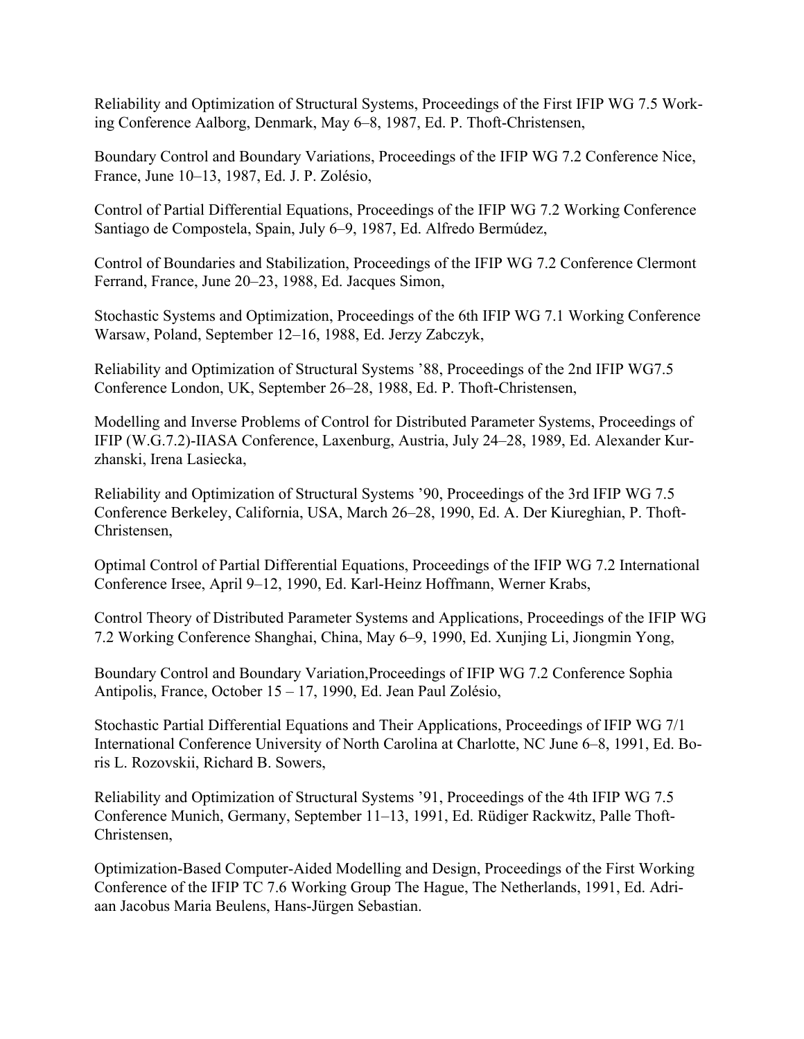Reliability and Optimization of Structural Systems, Proceedings of the First IFIP WG 7.5 Working Conference Aalborg, Denmark, May 6–8, 1987, Ed. P. Thoft-Christensen,

Boundary Control and Boundary Variations, Proceedings of the IFIP WG 7.2 Conference Nice, France, June 10–13, 1987, Ed. J. P. Zolésio,

Control of Partial Differential Equations, Proceedings of the IFIP WG 7.2 Working Conference Santiago de Compostela, Spain, July 6–9, 1987, Ed. Alfredo Bermúdez,

Control of Boundaries and Stabilization, Proceedings of the IFIP WG 7.2 Conference Clermont Ferrand, France, June 20–23, 1988, Ed. Jacques Simon,

Stochastic Systems and Optimization, Proceedings of the 6th IFIP WG 7.1 Working Conference Warsaw, Poland, September 12–16, 1988, Ed. Jerzy Zabczyk,

Reliability and Optimization of Structural Systems '88, Proceedings of the 2nd IFIP WG7.5 Conference London, UK, September 26–28, 1988, Ed. P. Thoft-Christensen,

Modelling and Inverse Problems of Control for Distributed Parameter Systems, Proceedings of IFIP (W.G.7.2)-IIASA Conference, Laxenburg, Austria, July 24–28, 1989, Ed. Alexander Kurzhanski, Irena Lasiecka,

Reliability and Optimization of Structural Systems '90, Proceedings of the 3rd IFIP WG 7.5 Conference Berkeley, California, USA, March 26–28, 1990, Ed. A. Der Kiureghian, P. Thoft-Christensen,

Optimal Control of Partial Differential Equations, Proceedings of the IFIP WG 7.2 International Conference Irsee, April 9–12, 1990, Ed. Karl-Heinz Hoffmann, Werner Krabs,

Control Theory of Distributed Parameter Systems and Applications, Proceedings of the IFIP WG 7.2 Working Conference Shanghai, China, May 6–9, 1990, Ed. Xunjing Li, Jiongmin Yong,

Boundary Control and Boundary Variation,Proceedings of IFIP WG 7.2 Conference Sophia Antipolis, France, October 15 – 17, 1990, Ed. Jean Paul Zolésio,

Stochastic Partial Differential Equations and Their Applications, Proceedings of IFIP WG 7/1 International Conference University of North Carolina at Charlotte, NC June 6–8, 1991, Ed. Boris L. Rozovskii, Richard B. Sowers,

Reliability and Optimization of Structural Systems '91, Proceedings of the 4th IFIP WG 7.5 Conference Munich, Germany, September 11–13, 1991, Ed. Rüdiger Rackwitz, Palle Thoft-Christensen,

Optimization-Based Computer-Aided Modelling and Design, Proceedings of the First Working Conference of the IFIP TC 7.6 Working Group The Hague, The Netherlands, 1991, Ed. Adriaan Jacobus Maria Beulens, Hans-Jürgen Sebastian.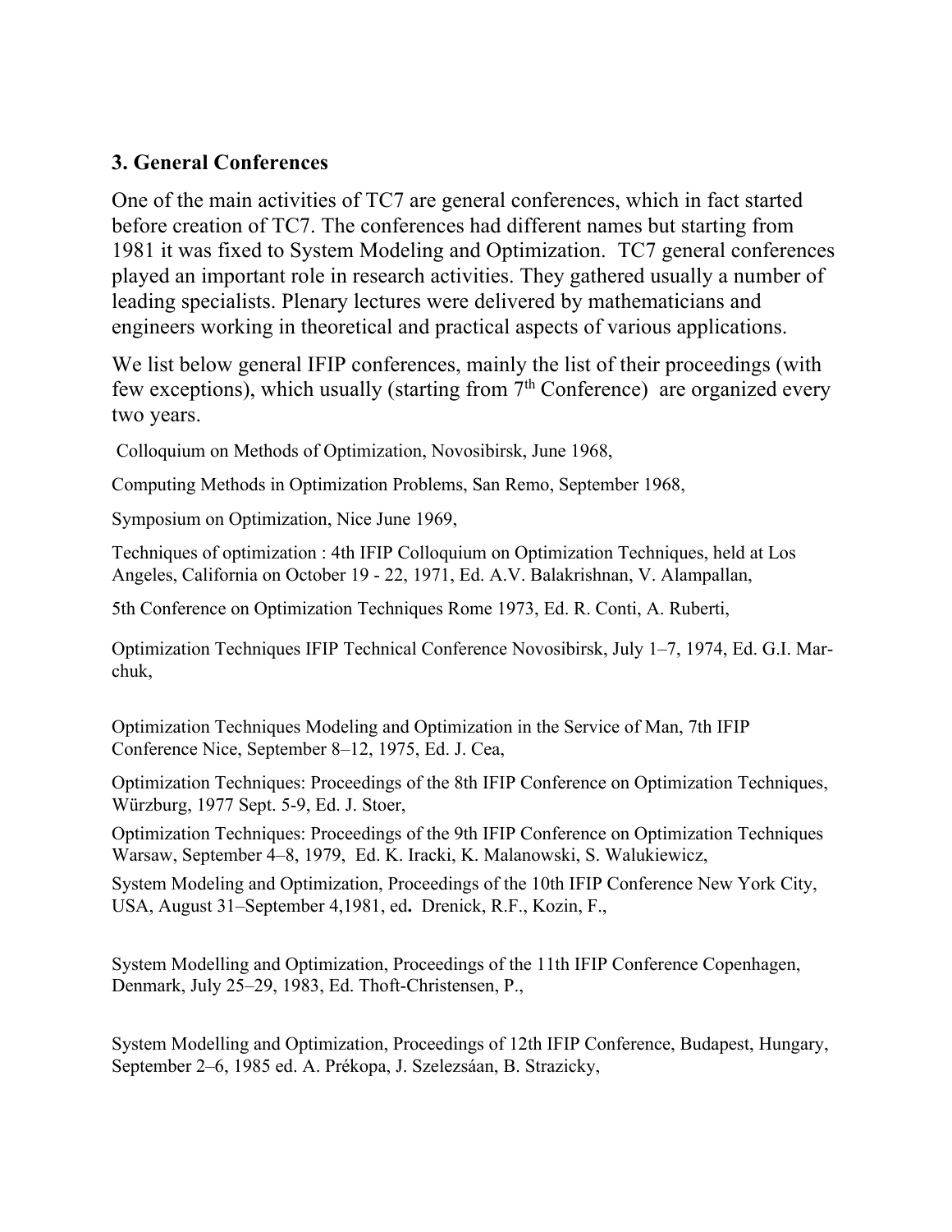### 3. General Conferences

One of the main activities of TC7 are general conferences, which in fact started before creation of TC7. The conferences had different names but starting from 1981 it was fixed to System Modeling and Optimization. TC7 general conferences played an important role in research activities. They gathered usually a number of leading specialists. Plenary lectures were delivered by mathematicians and engineers working in theoretical and practical aspects of various applications.

We list below general IFIP conferences, mainly the list of their proceedings (with few exceptions), which usually (starting from 7th Conference) are organized every two years.

Colloquium on Methods of Optimization, Novosibirsk, June 1968,

Computing Methods in Optimization Problems, San Remo, September 1968,

Symposium on Optimization, Nice June 1969,

Techniques of optimization : 4th IFIP Colloquium on Optimization Techniques, held at Los Angeles, California on October 19 - 22, 1971, Ed. A.V. Balakrishnan, V. Alampallan,

5th Conference on Optimization Techniques Rome 1973, Ed. R. Conti, A. Ruberti,

Optimization Techniques IFIP Technical Conference Novosibirsk, July 1–7, 1974, Ed. G.I. Marchuk,

Optimization Techniques Modeling and Optimization in the Service of Man, 7th IFIP Conference Nice, September 8–12, 1975, Ed. J. Cea,

Optimization Techniques: Proceedings of the 8th IFIP Conference on Optimization Techniques, Würzburg, 1977 Sept. 5-9, Ed. J. Stoer,

Optimization Techniques: Proceedings of the 9th IFIP Conference on Optimization Techniques Warsaw, September 4–8, 1979, Ed. K. Iracki, K. Malanowski, S. Walukiewicz,

System Modeling and Optimization, Proceedings of the 10th IFIP Conference New York City, USA, August 31–September 4,1981, ed**.** Drenick, R.F., Kozin, F.,

System Modelling and Optimization, Proceedings of the 11th IFIP Conference Copenhagen, Denmark, July 25–29, 1983, Ed. Thoft-Christensen, P.,

System Modelling and Optimization, Proceedings of 12th IFIP Conference, Budapest, Hungary, September 2–6, 1985 ed. A. Prékopa, J. Szelezsáan, B. Strazicky,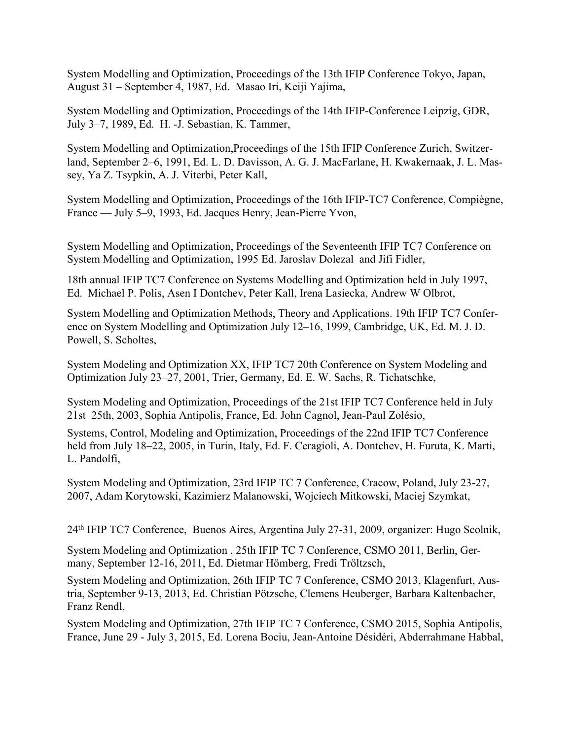System Modelling and Optimization, Proceedings of the 13th IFIP Conference Tokyo, Japan, August 31 – September 4, 1987, Ed. Masao Iri, Keiji Yajima,

System Modelling and Optimization, Proceedings of the 14th IFIP-Conference Leipzig, GDR, July 3–7, 1989, Ed. H. -J. Sebastian, K. Tammer,

System Modelling and Optimization,Proceedings of the 15th IFIP Conference Zurich, Switzerland, September 2–6, 1991, Ed. L. D. Davisson, A. G. J. MacFarlane, H. Kwakernaak, J. L. Massey, Ya Z. Tsypkin, A. J. Viterbi, Peter Kall,

System Modelling and Optimization, Proceedings of the 16th IFIP-TC7 Conference, Compiègne, France — July 5–9, 1993, Ed. Jacques Henry, Jean-Pierre Yvon,

System Modelling and Optimization, Proceedings of the Seventeenth IFIP TC7 Conference on System Modelling and Optimization, 1995 Ed. Jaroslav Dolezal and Jifi Fidler,

18th annual IFIP TC7 Conference on Systems Modelling and Optimization held in July 1997, Ed. Michael P. Polis, Asen I Dontchev, Peter Kall, Irena Lasiecka, Andrew W Olbrot,

System Modelling and Optimization Methods, Theory and Applications. 19th IFIP TC7 Conference on System Modelling and Optimization July 12–16, 1999, Cambridge, UK, Ed. M. J. D. Powell, S. Scholtes,

System Modeling and Optimization XX, IFIP TC7 20th Conference on System Modeling and Optimization July 23–27, 2001, Trier, Germany, Ed. E. W. Sachs, R. Tichatschke,

System Modeling and Optimization, Proceedings of the 21st IFIP TC7 Conference held in July 21st–25th, 2003, Sophia Antipolis, France, Ed. John Cagnol, Jean-Paul Zolésio,

Systems, Control, Modeling and Optimization, Proceedings of the 22nd IFIP TC7 Conference held from July 18–22, 2005, in Turin, Italy, Ed. F. Ceragioli, A. Dontchev, H. Furuta, K. Marti, L. Pandolfi,

System Modeling and Optimization, 23rd IFIP TC 7 Conference, Cracow, Poland, July 23-27, 2007, Adam Korytowski, Kazimierz Malanowski, Wojciech Mitkowski, Maciej Szymkat,

24th IFIP TC7 Conference, Buenos Aires, Argentina July 27-31, 2009, organizer: Hugo Scolnik,

System Modeling and Optimization , 25th IFIP TC 7 Conference, CSMO 2011, Berlin, Germany, September 12-16, 2011, Ed. Dietmar Hömberg, Fredi Tröltzsch,

System Modeling and Optimization, 26th IFIP TC 7 Conference, CSMO 2013, Klagenfurt, Austria, September 9-13, 2013, Ed. Christian Pötzsche, Clemens Heuberger, Barbara Kaltenbacher, Franz Rendl,

System Modeling and Optimization, 27th IFIP TC 7 Conference, CSMO 2015, Sophia Antipolis, France, June 29 - July 3, 2015, Ed. Lorena Bociu, Jean-Antoine Désidéri, Abderrahmane Habbal,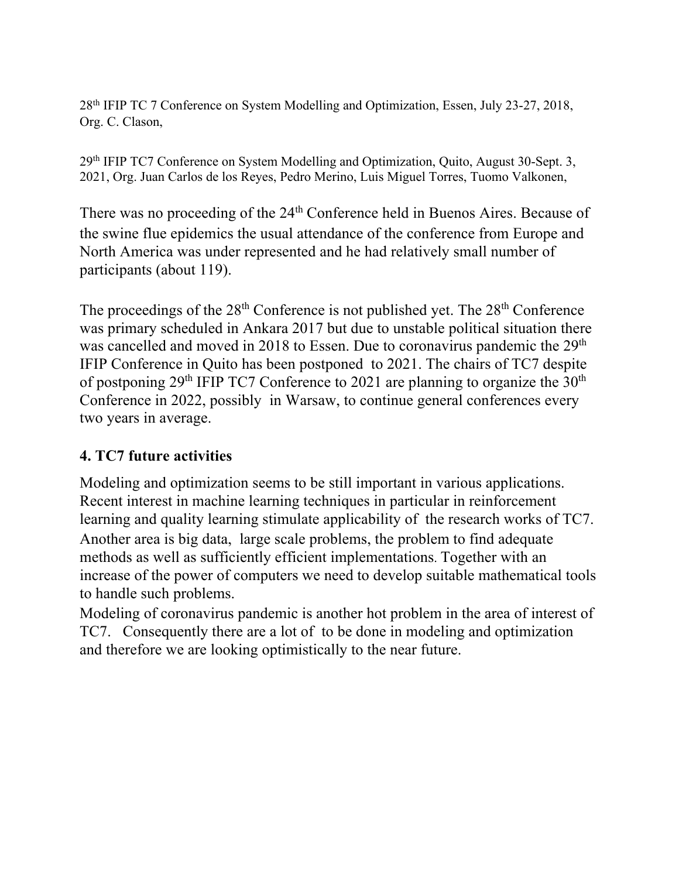28th IFIP TC 7 Conference on System Modelling and Optimization, Essen, July 23-27, 2018, Org. C. Clason,

29th IFIP TC7 Conference on System Modelling and Optimization, Quito, August 30-Sept. 3, 2021, Org. Juan Carlos de los Reyes, Pedro Merino, Luis Miguel Torres, Tuomo Valkonen,

There was no proceeding of the 24th Conference held in Buenos Aires. Because of the swine flue epidemics the usual attendance of the conference from Europe and North America was under represented and he had relatively small number of participants (about 119).

The proceedings of the 28th Conference is not published yet. The 28th Conference was primary scheduled in Ankara 2017 but due to unstable political situation there was cancelled and moved in 2018 to Essen. Due to coronavirus pandemic the 29th IFIP Conference in Quito has been postponed to 2021. The chairs of TC7 despite of postponing 29th IFIP TC7 Conference to 2021 are planning to organize the 30th Conference in 2022, possibly in Warsaw, to continue general conferences every two years in average.

### 4. TC7 future activities

Modeling and optimization seems to be still important in various applications. Recent interest in machine learning techniques in particular in reinforcement learning and quality learning stimulate applicability of the research works of TC7. Another area is big data, large scale problems, the problem to find adequate methods as well as sufficiently efficient implementations. Together with an increase of the power of computers we need to develop suitable mathematical tools to handle such problems.
Modeling of coronavirus pandemic is another hot problem in the area of interest of TC7. Consequently there are a lot of to be done in modeling and optimization and therefore we are looking optimistically to the near future.